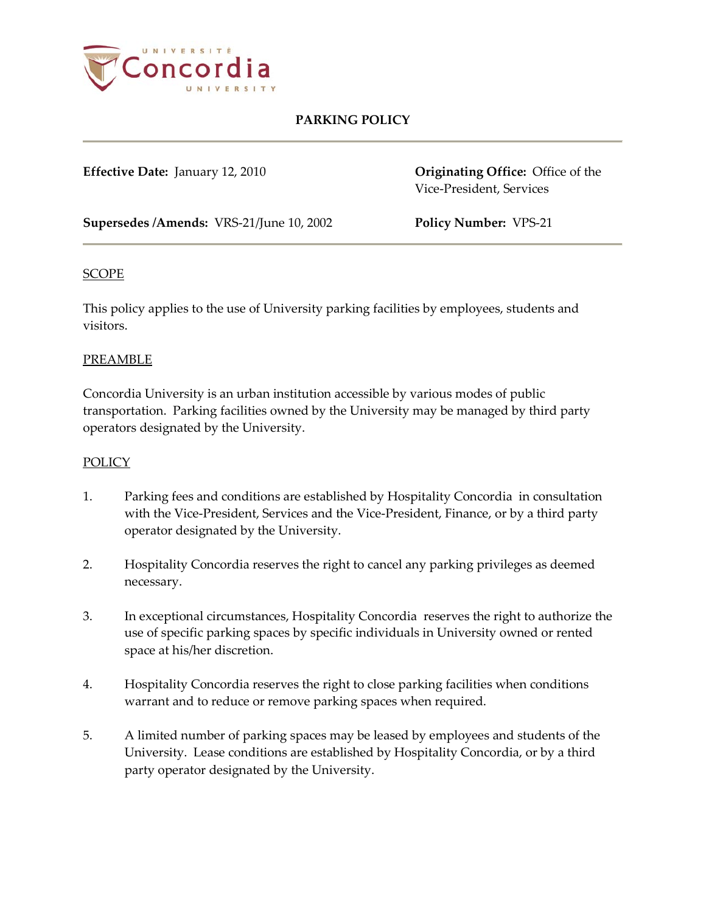# PARKING POLICY

**Effective Date:** January 12, 2010

**Originating Office:** Office of the Vice-President, Services

**Supersedes /Amends:** VRS-21/June 10, 2002

**Policy Number:** VPS-21

## SCOPE

This policy applies to the use of University parking facilities by employees, students and visitors.

## PREAMBLE

Concordia University is an urban institution accessible by various modes of public transportation. Parking facilities owned by the University may be managed by third party operators designated by the University.

## POLICY

1. Parking fees and conditions are established by Hospitality Concordia in consultation with the Vice-President, Services and the Vice-President, Finance, or by a third party operator designated by the University.

2. Hospitality Concordia reserves the right to cancel any parking privileges as deemed necessary.

3. In exceptional circumstances, Hospitality Concordia reserves the right to authorize the use of specific parking spaces by specific individuals in University owned or rented space at his/her discretion.

4. Hospitality Concordia reserves the right to close parking facilities when conditions warrant and to reduce or remove parking spaces when required.

5. A limited number of parking spaces may be leased by employees and students of the University. Lease conditions are established by Hospitality Concordia, or by a third party operator designated by the University.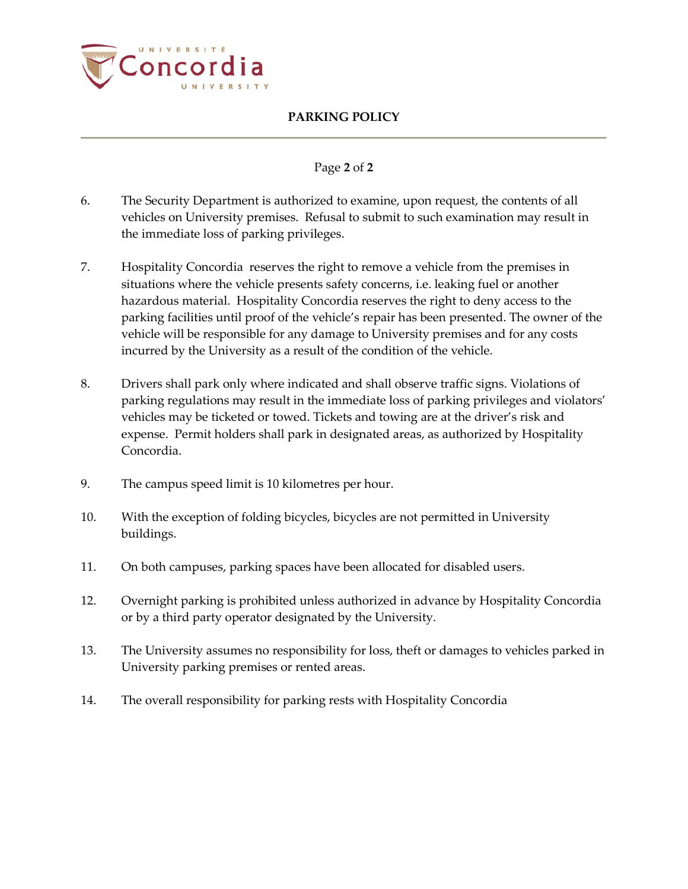6. The Security Department is authorized to examine, upon request, the contents of all vehicles on University premises. Refusal to submit to such examination may result in the immediate loss of parking privileges.

7. Hospitality Concordia reserves the right to remove a vehicle from the premises in situations where the vehicle presents safety concerns, i.e. leaking fuel or another hazardous material. Hospitality Concordia reserves the right to deny access to the parking facilities until proof of the vehicle's repair has been presented. The owner of the vehicle will be responsible for any damage to University premises and for any costs incurred by the University as a result of the condition of the vehicle.

8. Drivers shall park only where indicated and shall observe traffic signs. Violations of parking regulations may result in the immediate loss of parking privileges and violators' vehicles may be ticketed or towed. Tickets and towing are at the driver's risk and expense. Permit holders shall park in designated areas, as authorized by Hospitality Concordia.

9. The campus speed limit is 10 kilometres per hour.

10. With the exception of folding bicycles, bicycles are not permitted in University buildings.

11. On both campuses, parking spaces have been allocated for disabled users.

12. Overnight parking is prohibited unless authorized in advance by Hospitality Concordia or by a third party operator designated by the University.

13. The University assumes no responsibility for loss, theft or damages to vehicles parked in University parking premises or rented areas.

14. The overall responsibility for parking rests with Hospitality Concordia